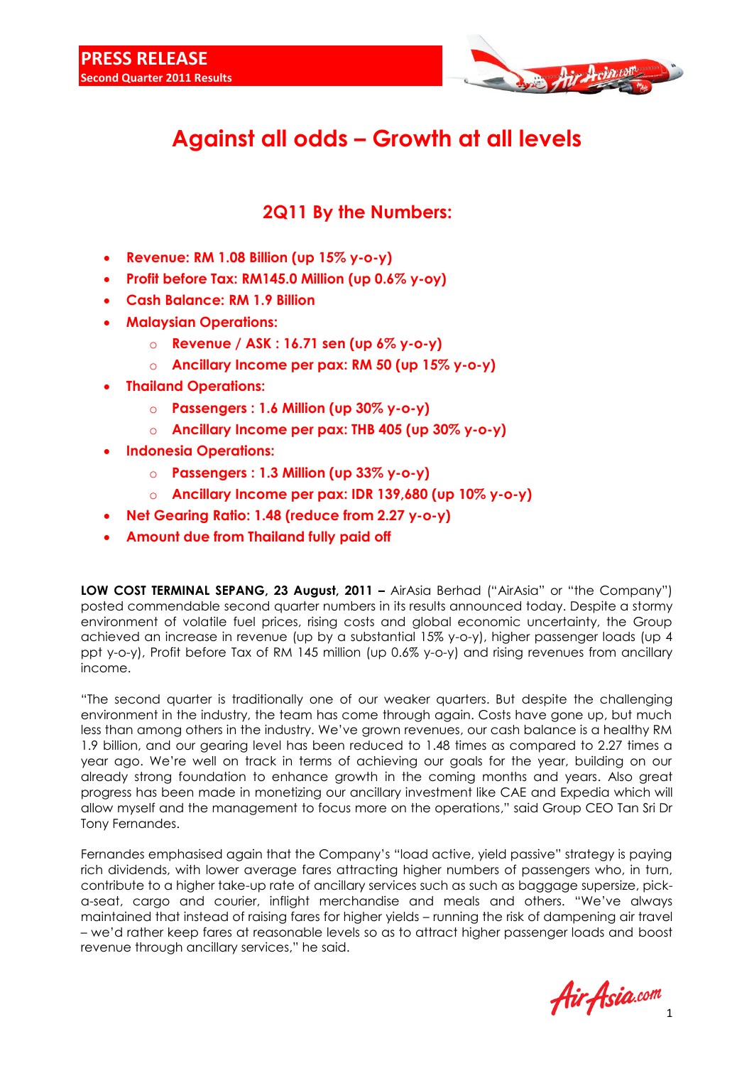**PRESS RELEASE**
**Second Quarter 2011 Results**

# Against all odds – Growth at all levels

## 2Q11 By the Numbers:

- **Revenue: RM 1.08 Billion (up 15% y-o-y)**
- **Profit before Tax: RM145.0 Million (up 0.6% y-oy)**
- **Cash Balance: RM 1.9 Billion**
- **Malaysian Operations:**
  - **Revenue / ASK : 16.71 sen (up 6% y-o-y)**
  - **Ancillary Income per pax: RM 50 (up 15% y-o-y)**
- **Thailand Operations:**
  - **Passengers : 1.6 Million (up 30% y-o-y)**
  - **Ancillary Income per pax: THB 405 (up 30% y-o-y)**
- **Indonesia Operations:**
  - **Passengers : 1.3 Million (up 33% y-o-y)**
  - **Ancillary Income per pax: IDR 139,680 (up 10% y-o-y)**
- **Net Gearing Ratio: 1.48 (reduce from 2.27 y-o-y)**
- **Amount due from Thailand fully paid off**

**LOW COST TERMINAL SEPANG, 23 August, 2011 –** AirAsia Berhad ("AirAsia" or "the Company") posted commendable second quarter numbers in its results announced today. Despite a stormy environment of volatile fuel prices, rising costs and global economic uncertainty, the Group achieved an increase in revenue (up by a substantial 15% y-o-y), higher passenger loads (up 4 ppt y-o-y), Profit before Tax of RM 145 million (up 0.6% y-o-y) and rising revenues from ancillary income.

"The second quarter is traditionally one of our weaker quarters. But despite the challenging environment in the industry, the team has come through again. Costs have gone up, but much less than among others in the industry. We've grown revenues, our cash balance is a healthy RM 1.9 billion, and our gearing level has been reduced to 1.48 times as compared to 2.27 times a year ago. We're well on track in terms of achieving our goals for the year, building on our already strong foundation to enhance growth in the coming months and years. Also great progress has been made in monetizing our ancillary investment like CAE and Expedia which will allow myself and the management to focus more on the operations," said Group CEO Tan Sri Dr Tony Fernandes.

Fernandes emphasised again that the Company's "load active, yield passive" strategy is paying rich dividends, with lower average fares attracting higher numbers of passengers who, in turn, contribute to a higher take-up rate of ancillary services such as such as baggage supersize, pick-a-seat, cargo and courier, inflight merchandise and meals and others. "We've always maintained that instead of raising fares for higher yields – running the risk of dampening air travel – we'd rather keep fares at reasonable levels so as to attract higher passenger loads and boost revenue through ancillary services," he said.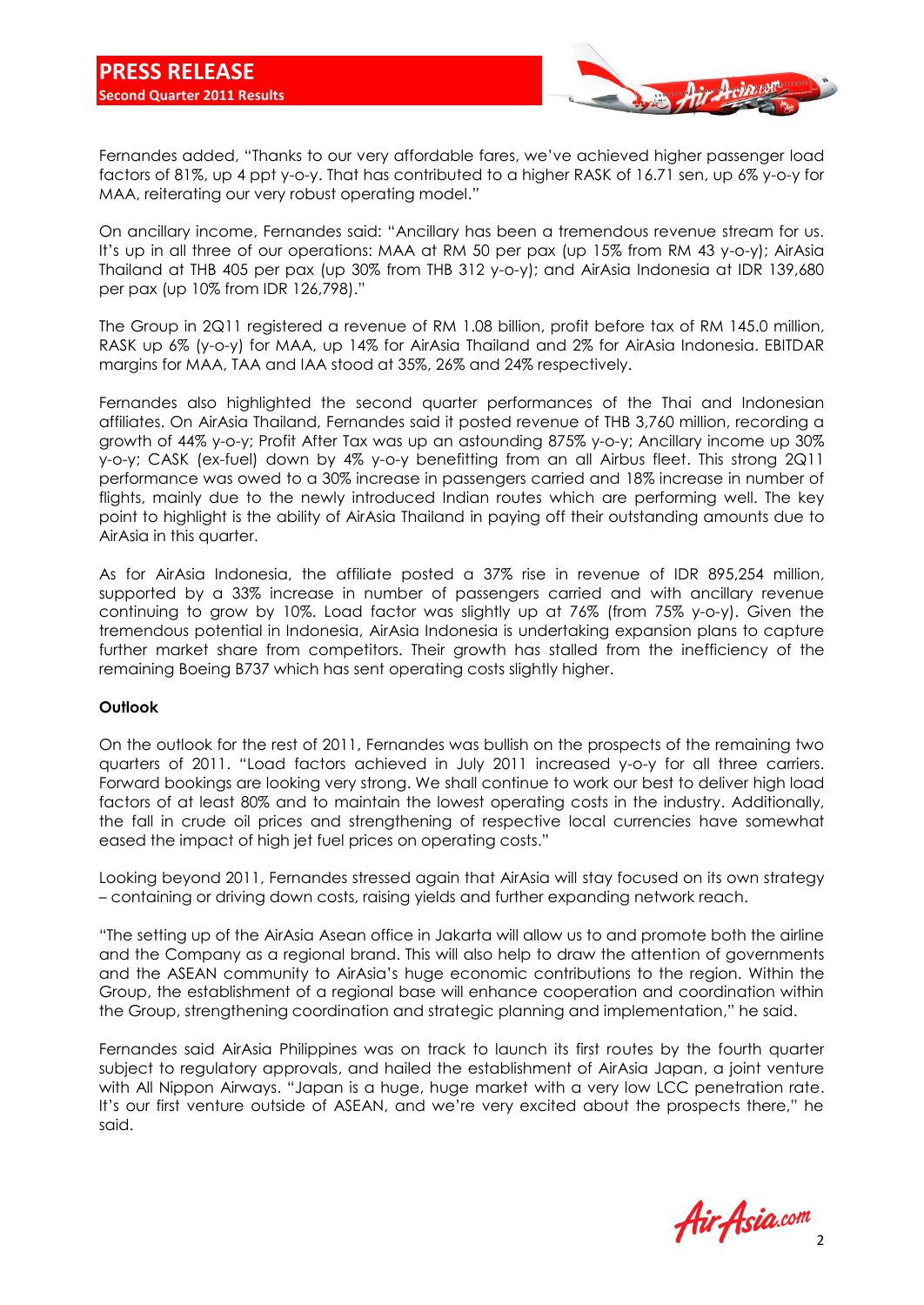Fernandes added, "Thanks to our very affordable fares, we've achieved higher passenger load factors of 81%, up 4 ppt y-o-y. That has contributed to a higher RASK of 16.71 sen, up 6% y-o-y for MAA, reiterating our very robust operating model."

On ancillary income, Fernandes said: "Ancillary has been a tremendous revenue stream for us. It's up in all three of our operations: MAA at RM 50 per pax (up 15% from RM 43 y-o-y); AirAsia Thailand at THB 405 per pax (up 30% from THB 312 y-o-y); and AirAsia Indonesia at IDR 139,680 per pax (up 10% from IDR 126,798)."

The Group in 2Q11 registered a revenue of RM 1.08 billion, profit before tax of RM 145.0 million, RASK up 6% (y-o-y) for MAA, up 14% for AirAsia Thailand and 2% for AirAsia Indonesia. EBITDAR margins for MAA, TAA and IAA stood at 35%, 26% and 24% respectively.

Fernandes also highlighted the second quarter performances of the Thai and Indonesian affiliates. On AirAsia Thailand, Fernandes said it posted revenue of THB 3,760 million, recording a growth of 44% y-o-y; Profit After Tax was up an astounding 875% y-o-y; Ancillary income up 30% y-o-y; CASK (ex-fuel) down by 4% y-o-y benefitting from an all Airbus fleet. This strong 2Q11 performance was owed to a 30% increase in passengers carried and 18% increase in number of flights, mainly due to the newly introduced Indian routes which are performing well. The key point to highlight is the ability of AirAsia Thailand in paying off their outstanding amounts due to AirAsia in this quarter.

As for AirAsia Indonesia, the affiliate posted a 37% rise in revenue of IDR 895,254 million, supported by a 33% increase in number of passengers carried and with ancillary revenue continuing to grow by 10%. Load factor was slightly up at 76% (from 75% y-o-y). Given the tremendous potential in Indonesia, AirAsia Indonesia is undertaking expansion plans to capture further market share from competitors. Their growth has stalled from the inefficiency of the remaining Boeing B737 which has sent operating costs slightly higher.

**Outlook**

On the outlook for the rest of 2011, Fernandes was bullish on the prospects of the remaining two quarters of 2011. "Load factors achieved in July 2011 increased y-o-y for all three carriers. Forward bookings are looking very strong. We shall continue to work our best to deliver high load factors of at least 80% and to maintain the lowest operating costs in the industry. Additionally, the fall in crude oil prices and strengthening of respective local currencies have somewhat eased the impact of high jet fuel prices on operating costs."

Looking beyond 2011, Fernandes stressed again that AirAsia will stay focused on its own strategy – containing or driving down costs, raising yields and further expanding network reach.

"The setting up of the AirAsia Asean office in Jakarta will allow us to and promote both the airline and the Company as a regional brand. This will also help to draw the attention of governments and the ASEAN community to AirAsia's huge economic contributions to the region. Within the Group, the establishment of a regional base will enhance cooperation and coordination within the Group, strengthening coordination and strategic planning and implementation," he said.

Fernandes said AirAsia Philippines was on track to launch its first routes by the fourth quarter subject to regulatory approvals, and hailed the establishment of AirAsia Japan, a joint venture with All Nippon Airways. "Japan is a huge, huge market with a very low LCC penetration rate. It's our first venture outside of ASEAN, and we're very excited about the prospects there," he said.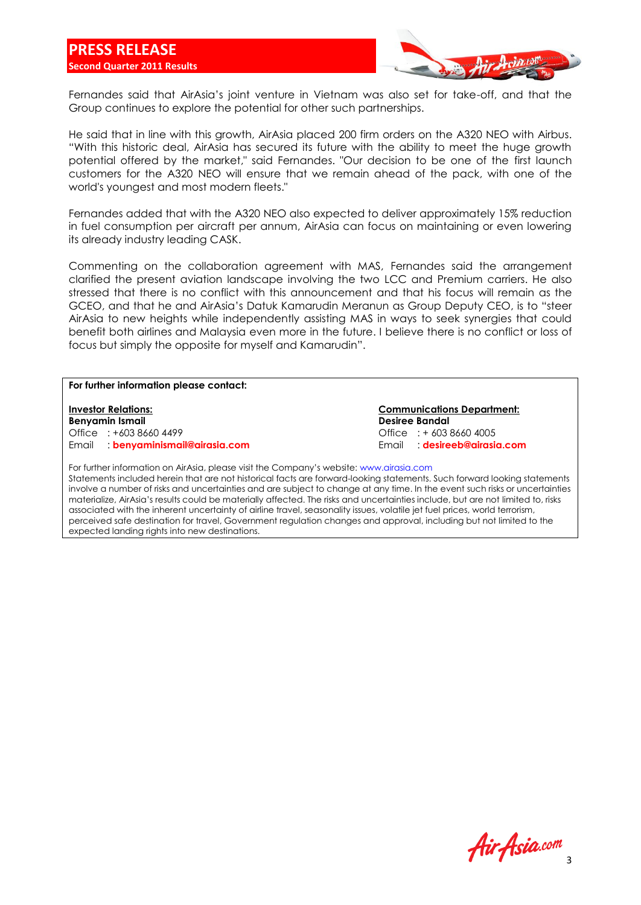Fernandes said that AirAsia's joint venture in Vietnam was also set for take-off, and that the Group continues to explore the potential for other such partnerships.

He said that in line with this growth, AirAsia placed 200 firm orders on the A320 NEO with Airbus. "With this historic deal, AirAsia has secured its future with the ability to meet the huge growth potential offered by the market," said Fernandes. "Our decision to be one of the first launch customers for the A320 NEO will ensure that we remain ahead of the pack, with one of the world's youngest and most modern fleets."

Fernandes added that with the A320 NEO also expected to deliver approximately 15% reduction in fuel consumption per aircraft per annum, AirAsia can focus on maintaining or even lowering its already industry leading CASK.

Commenting on the collaboration agreement with MAS, Fernandes said the arrangement clarified the present aviation landscape involving the two LCC and Premium carriers. He also stressed that there is no conflict with this announcement and that his focus will remain as the GCEO, and that he and AirAsia's Datuk Kamarudin Meranun as Group Deputy CEO, is to "steer AirAsia to new heights while independently assisting MAS in ways to seek synergies that could benefit both airlines and Malaysia even more in the future. I believe there is no conflict or loss of focus but simply the opposite for myself and Kamarudin".

**For further information please contact:**

**Investor Relations:**
**Benyamin Ismail**
Office : +603 8660 4499
Email : **benyaminismail@airasia.com**

**Communications Department:**
**Desiree Bandal**
Office : + 603 8660 4005
Email : **desireeb@airasia.com**

For further information on AirAsia, please visit the Company's website: www.airasia.com
Statements included herein that are not historical facts are forward-looking statements. Such forward looking statements involve a number of risks and uncertainties and are subject to change at any time. In the event such risks or uncertainties materialize, AirAsia's results could be materially affected. The risks and uncertainties include, but are not limited to, risks associated with the inherent uncertainty of airline travel, seasonality issues, volatile jet fuel prices, world terrorism, perceived safe destination for travel, Government regulation changes and approval, including but not limited to the expected landing rights into new destinations.